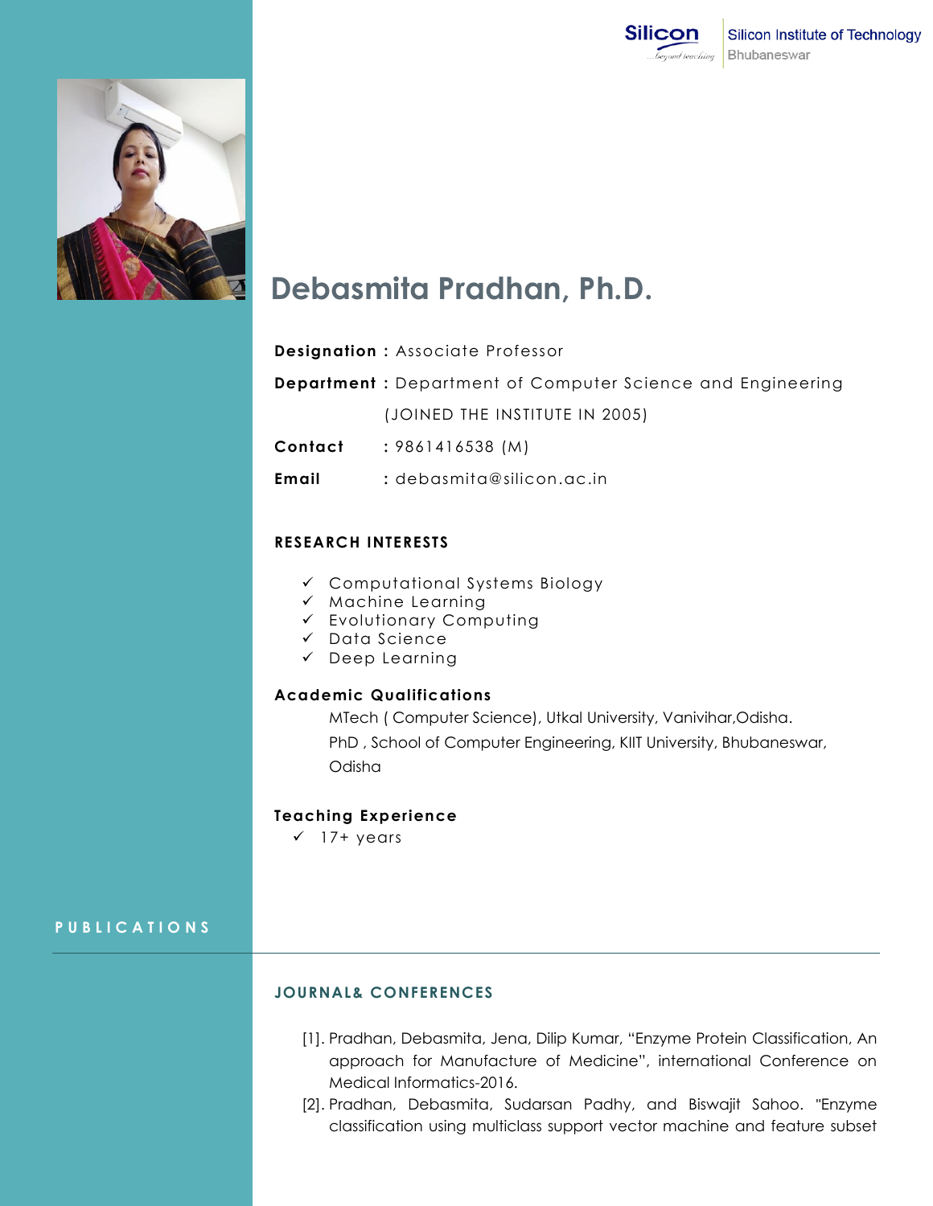Silicon Institute of Technology
Bhubaneswar

# Debasmita Pradhan, Ph.D.

**Designation :** Associate Professor

**Department :** Department of Computer Science and Engineering

(JOINED THE INSTITUTE IN 2005)

**Contact** : 9861416538 (M)

**Email** : debasmita@silicon.ac.in

### RESEARCH INTERESTS

- ✓ Computational Systems Biology
- ✓ Machine Learning
- ✓ Evolutionary Computing
- ✓ Data Science
- ✓ Deep Learning

### Academic Qualifications

MTech ( Computer Science), Utkal University, Vanivihar,Odisha.

PhD , School of Computer Engineering, KIIT University, Bhubaneswar, Odisha

### Teaching Experience

- ✓ 17+ years

## PUBLICATIONS

### JOURNAL& CONFERENCES

[1]. Pradhan, Debasmita, Jena, Dilip Kumar, "Enzyme Protein Classification, An approach for Manufacture of Medicine", international Conference on Medical Informatics-2016.

[2]. Pradhan, Debasmita, Sudarsan Padhy, and Biswajit Sahoo. "Enzyme classification using multiclass support vector machine and feature subset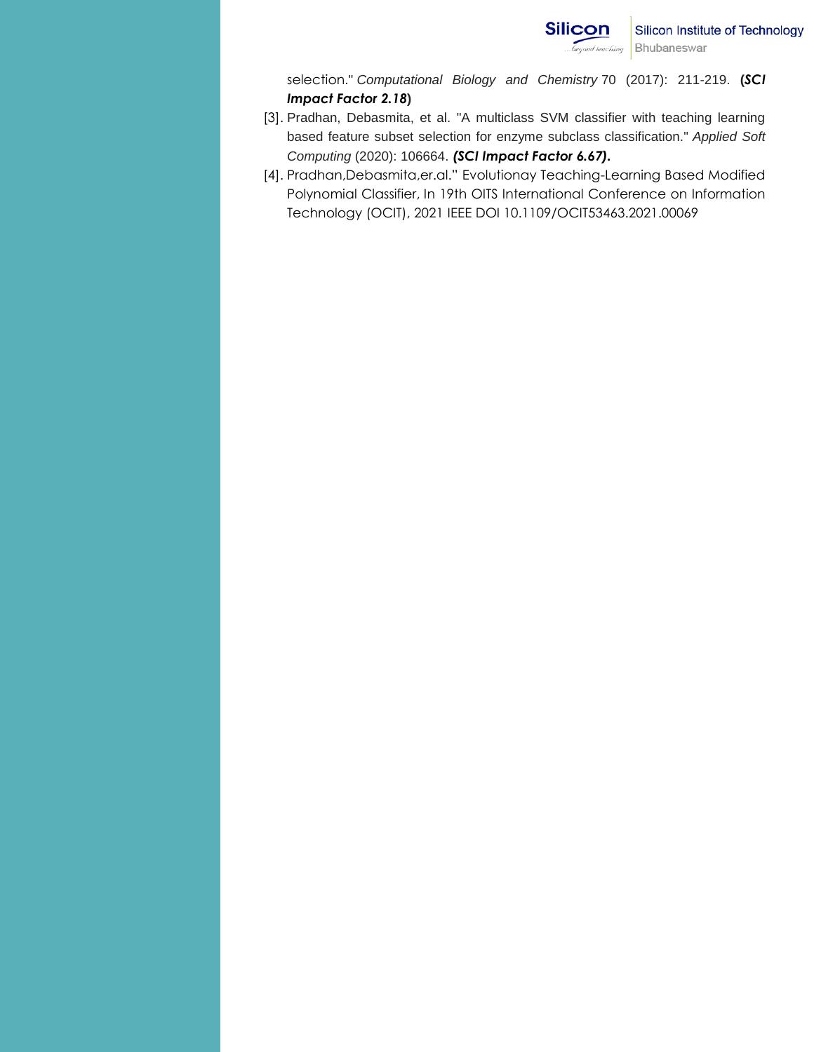selection." *Computational Biology and Chemistry* 70 (2017): 211-219. ***(SCI Impact Factor 2.18)***

[3]. Pradhan, Debasmita, et al. "A multiclass SVM classifier with teaching learning based feature subset selection for enzyme subclass classification." *Applied Soft Computing* (2020): 106664. ***(SCI Impact Factor 6.67).***

[4]. Pradhan,Debasmita,er.al." Evolutionay Teaching-Learning Based Modified Polynomial Classifier, In 19th OITS International Conference on Information Technology (OCIT), 2021 IEEE DOI 10.1109/OCIT53463.2021.00069